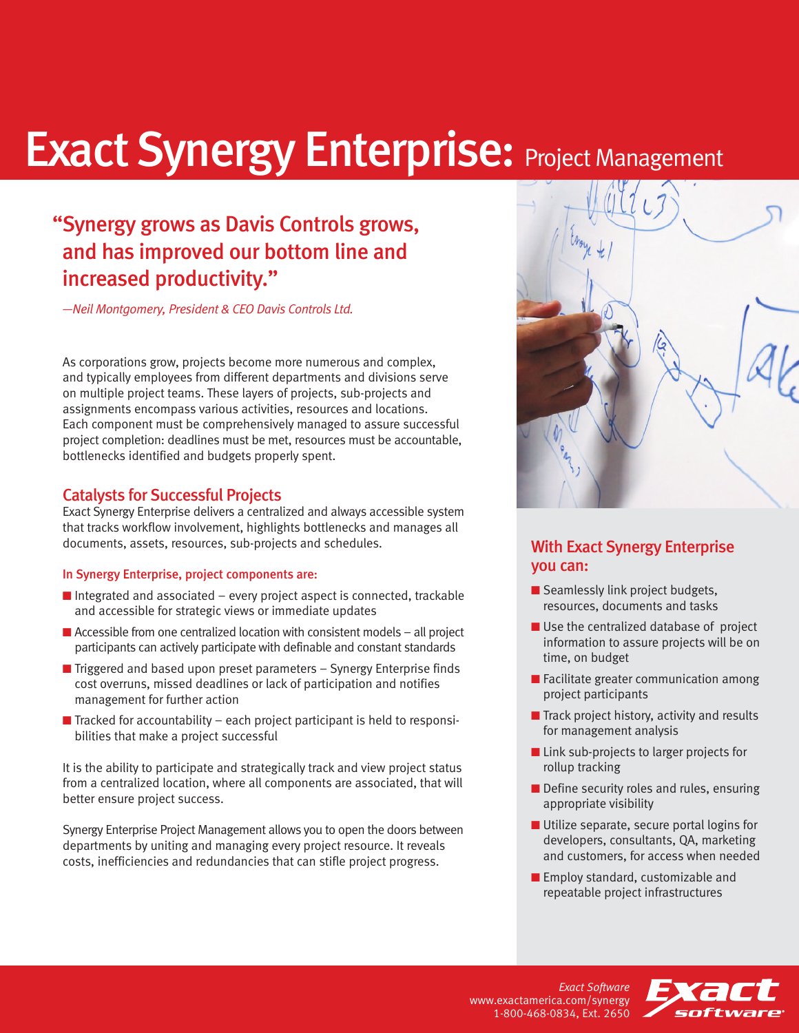# Exact Synergy Enterprise: Project Management

## "Synergy grows as Davis Controls grows, and has improved our bottom line and increased productivity."

*—Neil Montgomery, President & CEO Davis Controls Ltd.*

As corporations grow, projects become more numerous and complex, and typically employees from different departments and divisions serve on multiple project teams. These layers of projects, sub-projects and assignments encompass various activities, resources and locations. Each component must be comprehensively managed to assure successful project completion: deadlines must be met, resources must be accountable, bottlenecks identified and budgets properly spent.

## Catalysts for Successful Projects

Exact Synergy Enterprise delivers a centralized and always accessible system that tracks workflow involvement, highlights bottlenecks and manages all documents, assets, resources, sub-projects and schedules.

### In Synergy Enterprise, project components are:

- Integrated and associated – every project aspect is connected, trackable and accessible for strategic views or immediate updates
- Accessible from one centralized location with consistent models – all project participants can actively participate with definable and constant standards
- Triggered and based upon preset parameters – Synergy Enterprise finds cost overruns, missed deadlines or lack of participation and notifies management for further action
- Tracked for accountability – each project participant is held to responsibilities that make a project successful

It is the ability to participate and strategically track and view project status from a centralized location, where all components are associated, that will better ensure project success.

Synergy Enterprise Project Management allows you to open the doors between departments by uniting and managing every project resource. It reveals costs, inefficiencies and redundancies that can stifle project progress.

## With Exact Synergy Enterprise you can:

- Seamlessly link project budgets, resources, documents and tasks
- Use the centralized database of project information to assure projects will be on time, on budget
- Facilitate greater communication among project participants
- Track project history, activity and results for management analysis
- Link sub-projects to larger projects for rollup tracking
- Define security roles and rules, ensuring appropriate visibility
- Utilize separate, secure portal logins for developers, consultants, QA, marketing and customers, for access when needed
- Employ standard, customizable and repeatable project infrastructures

*Exact Software*
www.exactamerica.com/synergy
1-800-468-0834, Ext. 2650

Exact software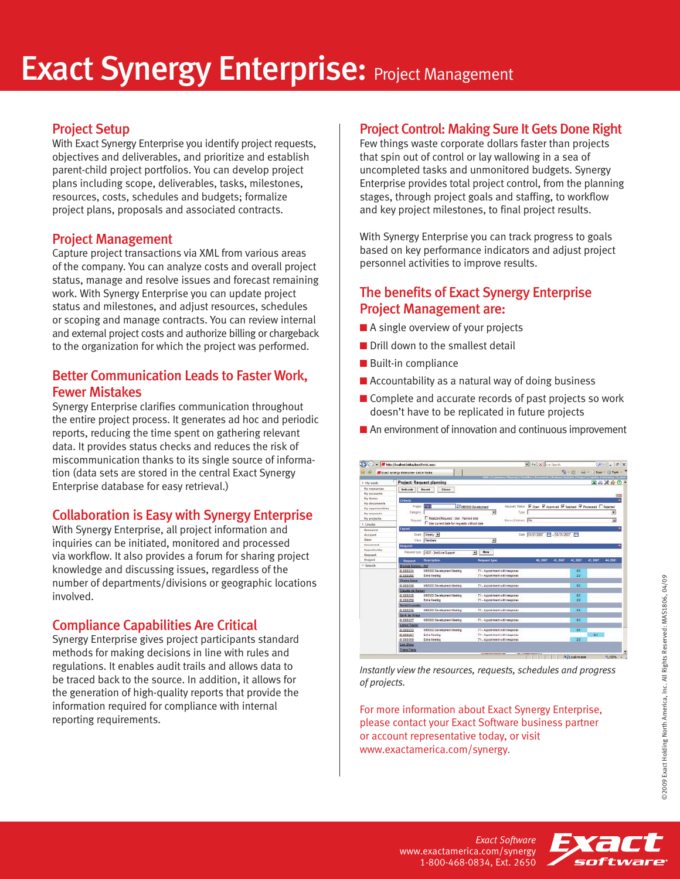# Exact Synergy Enterprise: Project Management

## Project Setup

With Exact Synergy Enterprise you identify project requests, objectives and deliverables, and prioritize and establish parent-child project portfolios. You can develop project plans including scope, deliverables, tasks, milestones, resources, costs, schedules and budgets; formalize project plans, proposals and associated contracts.

## Project Management

Capture project transactions via XML from various areas of the company. You can analyze costs and overall project status, manage and resolve issues and forecast remaining work. With Synergy Enterprise you can update project status and milestones, and adjust resources, schedules or scoping and manage contracts. You can review internal and external project costs and authorize billing or chargeback to the organization for which the project was performed.

## Better Communication Leads to Faster Work, Fewer Mistakes

Synergy Enterprise clarifies communication throughout the entire project process. It generates ad hoc and periodic reports, reducing the time spent on gathering relevant data. It provides status checks and reduces the risk of miscommunication thanks to its single source of information (data sets are stored in the central Exact Synergy Enterprise database for easy retrieval.)

## Collaboration is Easy with Synergy Enterprise

With Synergy Enterprise, all project information and inquiries can be initiated, monitored and processed via workflow. It also provides a forum for sharing project knowledge and discussing issues, regardless of the number of departments/divisions or geographic locations involved.

## Compliance Capabilities Are Critical

Synergy Enterprise gives project participants standard methods for making decisions in line with rules and regulations. It enables audit trails and allows data to be traced back to the source. In addition, it allows for the generation of high-quality reports that provide the information required for compliance with internal reporting requirements.

## Project Control: Making Sure It Gets Done Right

Few things waste corporate dollars faster than projects that spin out of control or lay wallowing in a sea of uncompleted tasks and unmonitored budgets. Synergy Enterprise provides total project control, from the planning stages, through project goals and staffing, to workflow and key project milestones, to final project results.

With Synergy Enterprise you can track progress to goals based on key performance indicators and adjust project personnel activities to improve results.

## The benefits of Exact Synergy Enterprise Project Management are:

- A single overview of your projects
- Drill down to the smallest detail
- Built-in compliance
- Accountability as a natural way of doing business
- Complete and accurate records of past projects so work doesn't have to be replicated in future projects
- An environment of innovation and continuous improvement

*Instantly view the resources, requests, schedules and progress of projects.*

For more information about Exact Synergy Enterprise, please contact your Exact Software business partner or account representative today, or visit www.exactamerica.com/synergy.

©2009 Exact Holding North America, Inc. All Rights Reserved: MAS1806, 04/09

*Exact Software*
www.exactamerica.com/synergy
1-800-468-0834, Ext. 2650